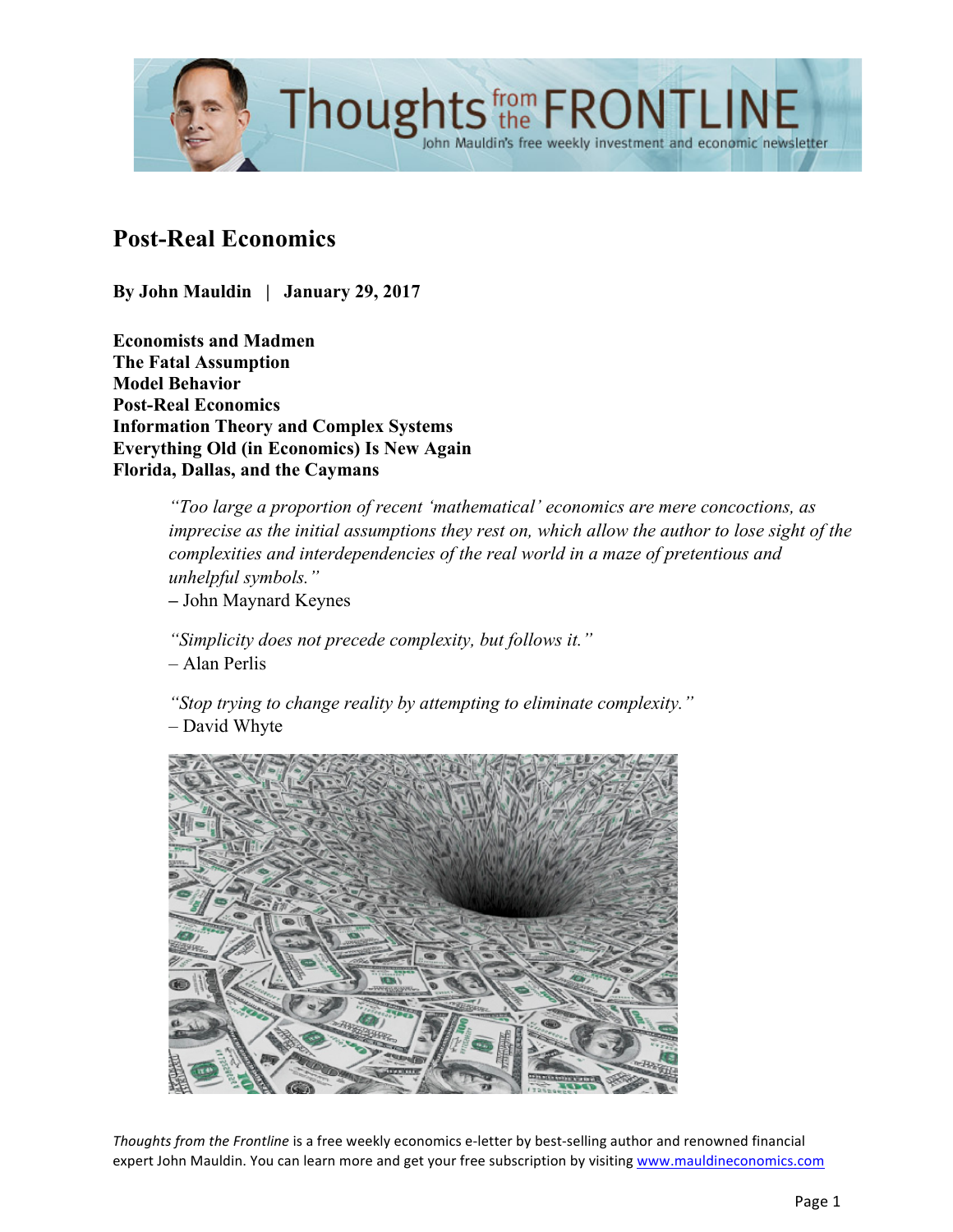# Post-Real Economics

**By John Mauldin | January 29, 2017**

**Economists and Madmen**
**The Fatal Assumption**
**Model Behavior**
**Post-Real Economics**
**Information Theory and Complex Systems**
**Everything Old (in Economics) Is New Again**
**Florida, Dallas, and the Caymans**

> *"Too large a proportion of recent 'mathematical' economics are mere concoctions, as imprecise as the initial assumptions they rest on, which allow the author to lose sight of the complexities and interdependencies of the real world in a maze of pretentious and unhelpful symbols."*
> – John Maynard Keynes

> *"Simplicity does not precede complexity, but follows it."*
> – Alan Perlis

> *"Stop trying to change reality by attempting to eliminate complexity."*
> – David Whyte

*Thoughts from the Frontline* is a free weekly economics e-letter by best-selling author and renowned financial expert John Mauldin. You can learn more and get your free subscription by visiting www.mauldineconomics.com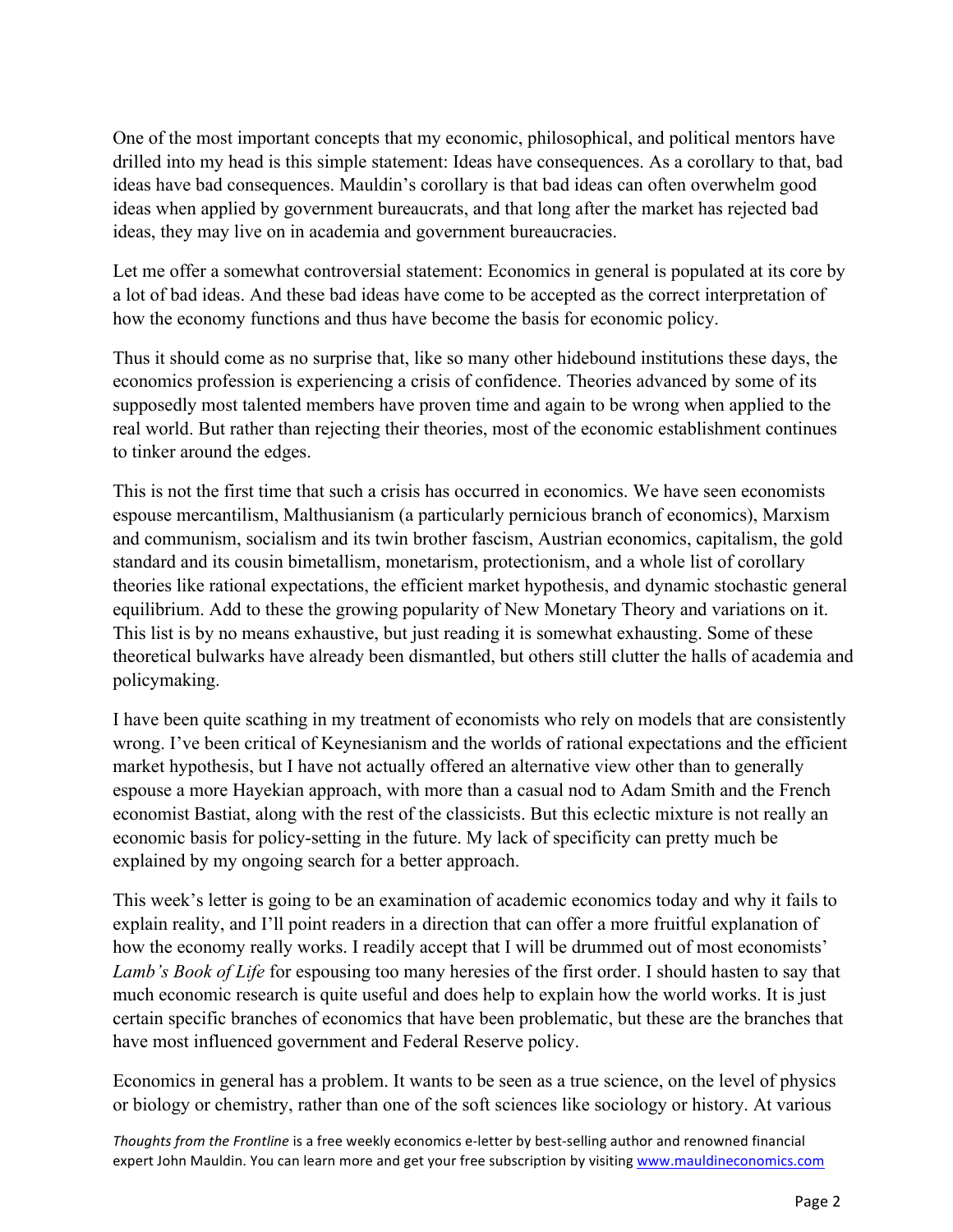One of the most important concepts that my economic, philosophical, and political mentors have drilled into my head is this simple statement: Ideas have consequences. As a corollary to that, bad ideas have bad consequences. Mauldin's corollary is that bad ideas can often overwhelm good ideas when applied by government bureaucrats, and that long after the market has rejected bad ideas, they may live on in academia and government bureaucracies.

Let me offer a somewhat controversial statement: Economics in general is populated at its core by a lot of bad ideas. And these bad ideas have come to be accepted as the correct interpretation of how the economy functions and thus have become the basis for economic policy.

Thus it should come as no surprise that, like so many other hidebound institutions these days, the economics profession is experiencing a crisis of confidence. Theories advanced by some of its supposedly most talented members have proven time and again to be wrong when applied to the real world. But rather than rejecting their theories, most of the economic establishment continues to tinker around the edges.

This is not the first time that such a crisis has occurred in economics. We have seen economists espouse mercantilism, Malthusianism (a particularly pernicious branch of economics), Marxism and communism, socialism and its twin brother fascism, Austrian economics, capitalism, the gold standard and its cousin bimetallism, monetarism, protectionism, and a whole list of corollary theories like rational expectations, the efficient market hypothesis, and dynamic stochastic general equilibrium. Add to these the growing popularity of New Monetary Theory and variations on it. This list is by no means exhaustive, but just reading it is somewhat exhausting. Some of these theoretical bulwarks have already been dismantled, but others still clutter the halls of academia and policymaking.

I have been quite scathing in my treatment of economists who rely on models that are consistently wrong. I've been critical of Keynesianism and the worlds of rational expectations and the efficient market hypothesis, but I have not actually offered an alternative view other than to generally espouse a more Hayekian approach, with more than a casual nod to Adam Smith and the French economist Bastiat, along with the rest of the classicists. But this eclectic mixture is not really an economic basis for policy-setting in the future. My lack of specificity can pretty much be explained by my ongoing search for a better approach.

This week's letter is going to be an examination of academic economics today and why it fails to explain reality, and I'll point readers in a direction that can offer a more fruitful explanation of how the economy really works. I readily accept that I will be drummed out of most economists' *Lamb's Book of Life* for espousing too many heresies of the first order. I should hasten to say that much economic research is quite useful and does help to explain how the world works. It is just certain specific branches of economics that have been problematic, but these are the branches that have most influenced government and Federal Reserve policy.

Economics in general has a problem. It wants to be seen as a true science, on the level of physics or biology or chemistry, rather than one of the soft sciences like sociology or history. At various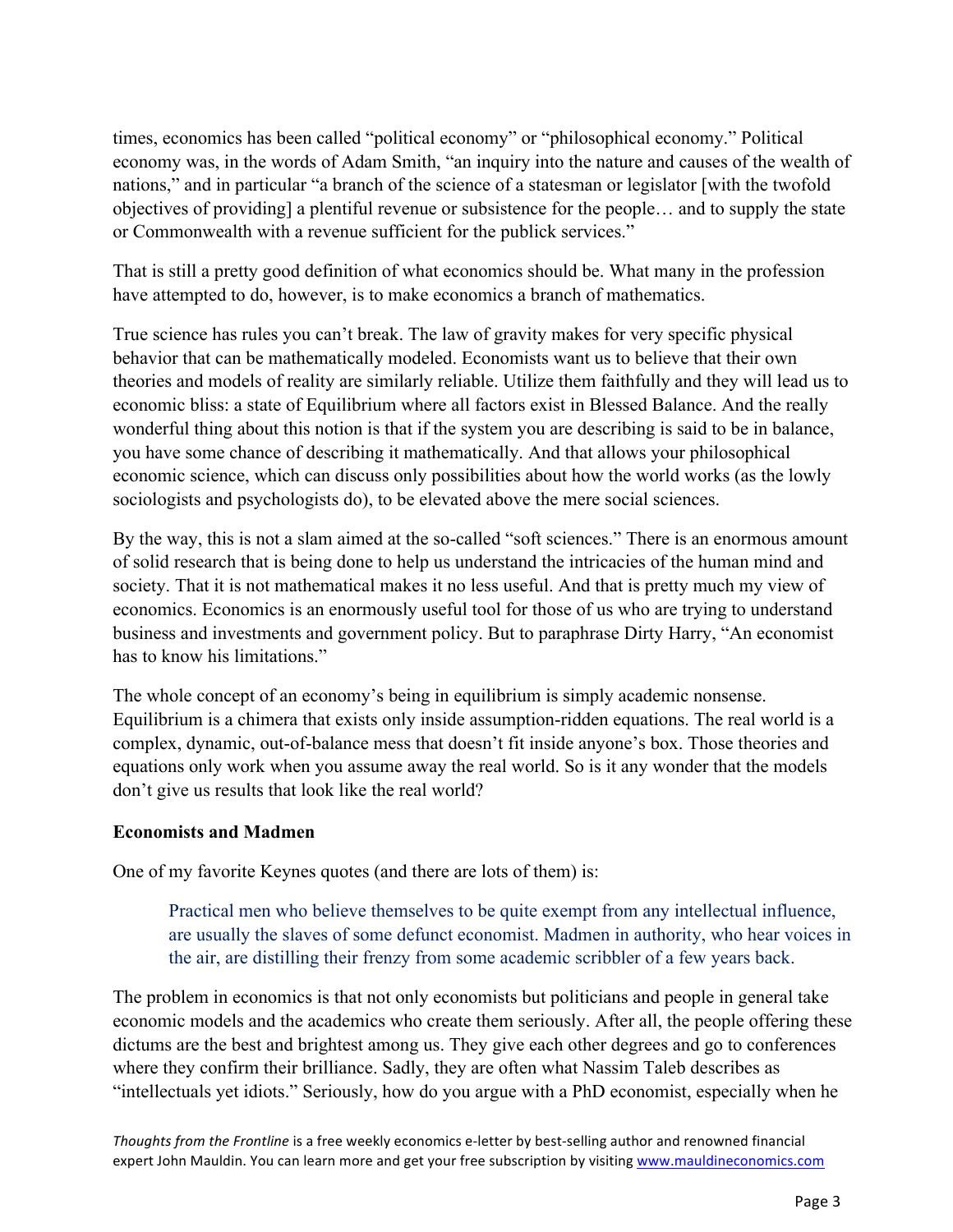times, economics has been called "political economy" or "philosophical economy." Political economy was, in the words of Adam Smith, "an inquiry into the nature and causes of the wealth of nations," and in particular "a branch of the science of a statesman or legislator [with the twofold objectives of providing] a plentiful revenue or subsistence for the people… and to supply the state or Commonwealth with a revenue sufficient for the publick services."

That is still a pretty good definition of what economics should be. What many in the profession have attempted to do, however, is to make economics a branch of mathematics.

True science has rules you can't break. The law of gravity makes for very specific physical behavior that can be mathematically modeled. Economists want us to believe that their own theories and models of reality are similarly reliable. Utilize them faithfully and they will lead us to economic bliss: a state of Equilibrium where all factors exist in Blessed Balance. And the really wonderful thing about this notion is that if the system you are describing is said to be in balance, you have some chance of describing it mathematically. And that allows your philosophical economic science, which can discuss only possibilities about how the world works (as the lowly sociologists and psychologists do), to be elevated above the mere social sciences.

By the way, this is not a slam aimed at the so-called "soft sciences." There is an enormous amount of solid research that is being done to help us understand the intricacies of the human mind and society. That it is not mathematical makes it no less useful. And that is pretty much my view of economics. Economics is an enormously useful tool for those of us who are trying to understand business and investments and government policy. But to paraphrase Dirty Harry, "An economist has to know his limitations."

The whole concept of an economy's being in equilibrium is simply academic nonsense. Equilibrium is a chimera that exists only inside assumption-ridden equations. The real world is a complex, dynamic, out-of-balance mess that doesn't fit inside anyone's box. Those theories and equations only work when you assume away the real world. So is it any wonder that the models don't give us results that look like the real world?

**Economists and Madmen**

One of my favorite Keynes quotes (and there are lots of them) is:

> Practical men who believe themselves to be quite exempt from any intellectual influence, are usually the slaves of some defunct economist. Madmen in authority, who hear voices in the air, are distilling their frenzy from some academic scribbler of a few years back.

The problem in economics is that not only economists but politicians and people in general take economic models and the academics who create them seriously. After all, the people offering these dictums are the best and brightest among us. They give each other degrees and go to conferences where they confirm their brilliance. Sadly, they are often what Nassim Taleb describes as "intellectuals yet idiots." Seriously, how do you argue with a PhD economist, especially when he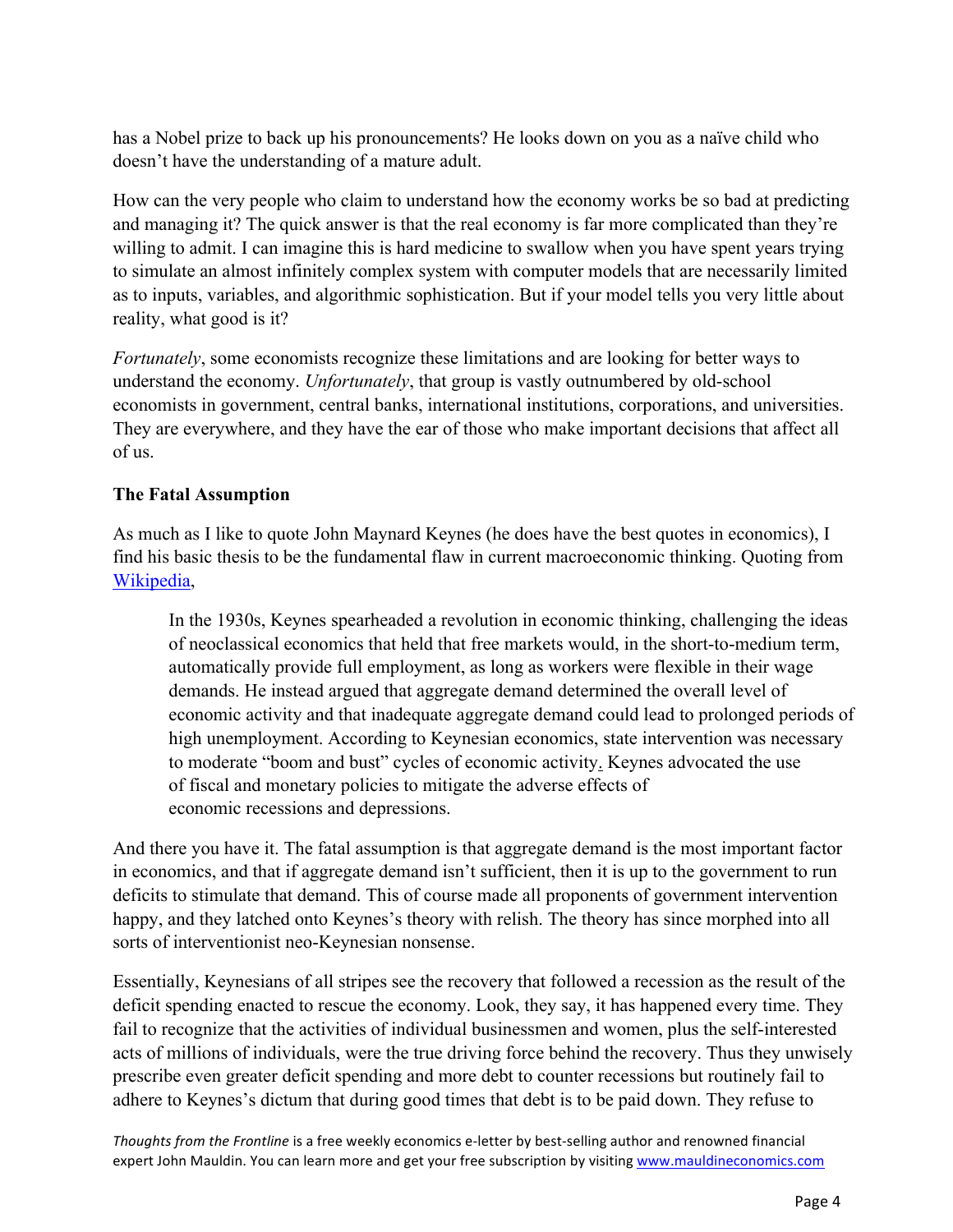has a Nobel prize to back up his pronouncements? He looks down on you as a naïve child who doesn't have the understanding of a mature adult.

How can the very people who claim to understand how the economy works be so bad at predicting and managing it? The quick answer is that the real economy is far more complicated than they're willing to admit. I can imagine this is hard medicine to swallow when you have spent years trying to simulate an almost infinitely complex system with computer models that are necessarily limited as to inputs, variables, and algorithmic sophistication. But if your model tells you very little about reality, what good is it?

*Fortunately*, some economists recognize these limitations and are looking for better ways to understand the economy. *Unfortunately*, that group is vastly outnumbered by old-school economists in government, central banks, international institutions, corporations, and universities. They are everywhere, and they have the ear of those who make important decisions that affect all of us.

**The Fatal Assumption**

As much as I like to quote John Maynard Keynes (he does have the best quotes in economics), I find his basic thesis to be the fundamental flaw in current macroeconomic thinking. Quoting from Wikipedia,

> In the 1930s, Keynes spearheaded a revolution in economic thinking, challenging the ideas of neoclassical economics that held that free markets would, in the short-to-medium term, automatically provide full employment, as long as workers were flexible in their wage demands. He instead argued that aggregate demand determined the overall level of economic activity and that inadequate aggregate demand could lead to prolonged periods of high unemployment. According to Keynesian economics, state intervention was necessary to moderate "boom and bust" cycles of economic activity. Keynes advocated the use of fiscal and monetary policies to mitigate the adverse effects of economic recessions and depressions.

And there you have it. The fatal assumption is that aggregate demand is the most important factor in economics, and that if aggregate demand isn't sufficient, then it is up to the government to run deficits to stimulate that demand. This of course made all proponents of government intervention happy, and they latched onto Keynes's theory with relish. The theory has since morphed into all sorts of interventionist neo-Keynesian nonsense.

Essentially, Keynesians of all stripes see the recovery that followed a recession as the result of the deficit spending enacted to rescue the economy. Look, they say, it has happened every time. They fail to recognize that the activities of individual businessmen and women, plus the self-interested acts of millions of individuals, were the true driving force behind the recovery. Thus they unwisely prescribe even greater deficit spending and more debt to counter recessions but routinely fail to adhere to Keynes's dictum that during good times that debt is to be paid down. They refuse to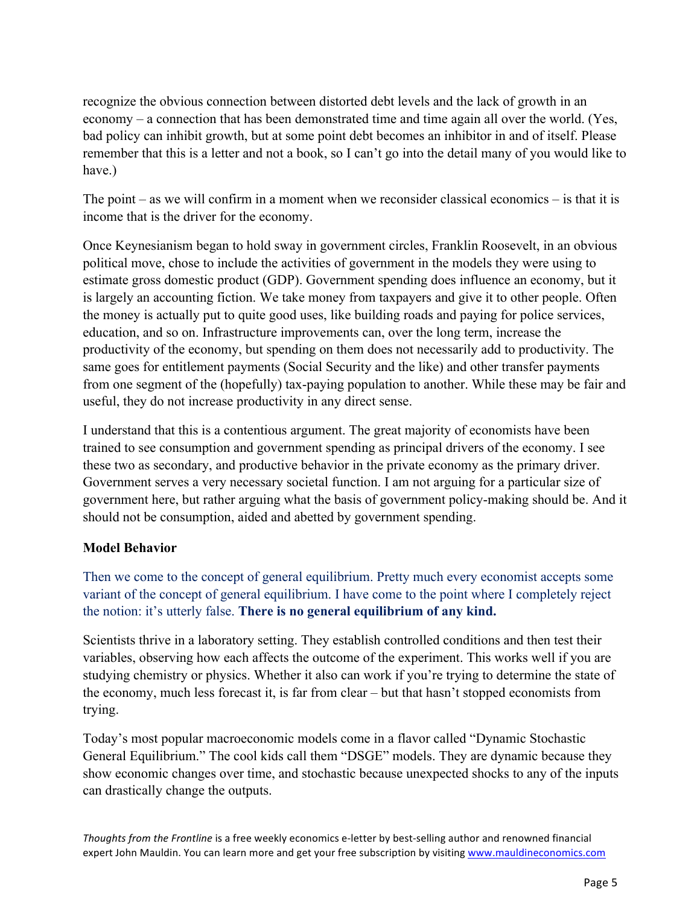recognize the obvious connection between distorted debt levels and the lack of growth in an economy – a connection that has been demonstrated time and time again all over the world. (Yes, bad policy can inhibit growth, but at some point debt becomes an inhibitor in and of itself. Please remember that this is a letter and not a book, so I can't go into the detail many of you would like to have.)

The point – as we will confirm in a moment when we reconsider classical economics – is that it is income that is the driver for the economy.

Once Keynesianism began to hold sway in government circles, Franklin Roosevelt, in an obvious political move, chose to include the activities of government in the models they were using to estimate gross domestic product (GDP). Government spending does influence an economy, but it is largely an accounting fiction. We take money from taxpayers and give it to other people. Often the money is actually put to quite good uses, like building roads and paying for police services, education, and so on. Infrastructure improvements can, over the long term, increase the productivity of the economy, but spending on them does not necessarily add to productivity. The same goes for entitlement payments (Social Security and the like) and other transfer payments from one segment of the (hopefully) tax-paying population to another. While these may be fair and useful, they do not increase productivity in any direct sense.

I understand that this is a contentious argument. The great majority of economists have been trained to see consumption and government spending as principal drivers of the economy. I see these two as secondary, and productive behavior in the private economy as the primary driver. Government serves a very necessary societal function. I am not arguing for a particular size of government here, but rather arguing what the basis of government policy-making should be. And it should not be consumption, aided and abetted by government spending.

**Model Behavior**

Then we come to the concept of general equilibrium. Pretty much every economist accepts some variant of the concept of general equilibrium. I have come to the point where I completely reject the notion: it's utterly false. **There is no general equilibrium of any kind.**

Scientists thrive in a laboratory setting. They establish controlled conditions and then test their variables, observing how each affects the outcome of the experiment. This works well if you are studying chemistry or physics. Whether it also can work if you're trying to determine the state of the economy, much less forecast it, is far from clear – but that hasn't stopped economists from trying.

Today's most popular macroeconomic models come in a flavor called "Dynamic Stochastic General Equilibrium." The cool kids call them "DSGE" models. They are dynamic because they show economic changes over time, and stochastic because unexpected shocks to any of the inputs can drastically change the outputs.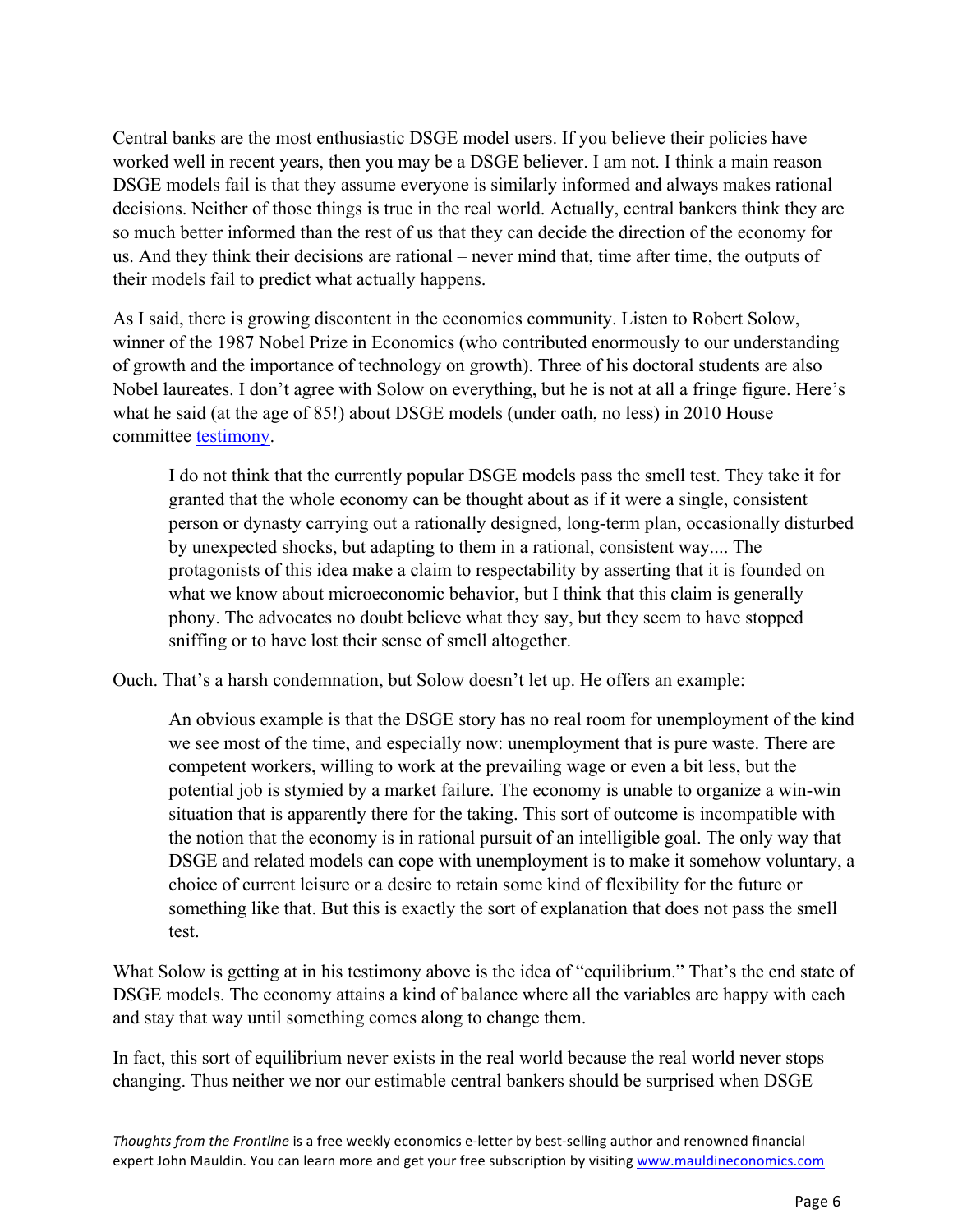Central banks are the most enthusiastic DSGE model users. If you believe their policies have worked well in recent years, then you may be a DSGE believer. I am not. I think a main reason DSGE models fail is that they assume everyone is similarly informed and always makes rational decisions. Neither of those things is true in the real world. Actually, central bankers think they are so much better informed than the rest of us that they can decide the direction of the economy for us. And they think their decisions are rational – never mind that, time after time, the outputs of their models fail to predict what actually happens.

As I said, there is growing discontent in the economics community. Listen to Robert Solow, winner of the 1987 Nobel Prize in Economics (who contributed enormously to our understanding of growth and the importance of technology on growth). Three of his doctoral students are also Nobel laureates. I don't agree with Solow on everything, but he is not at all a fringe figure. Here's what he said (at the age of 85!) about DSGE models (under oath, no less) in 2010 House committee testimony.

> I do not think that the currently popular DSGE models pass the smell test. They take it for granted that the whole economy can be thought about as if it were a single, consistent person or dynasty carrying out a rationally designed, long-term plan, occasionally disturbed by unexpected shocks, but adapting to them in a rational, consistent way.... The protagonists of this idea make a claim to respectability by asserting that it is founded on what we know about microeconomic behavior, but I think that this claim is generally phony. The advocates no doubt believe what they say, but they seem to have stopped sniffing or to have lost their sense of smell altogether.

Ouch. That's a harsh condemnation, but Solow doesn't let up. He offers an example:

> An obvious example is that the DSGE story has no real room for unemployment of the kind we see most of the time, and especially now: unemployment that is pure waste. There are competent workers, willing to work at the prevailing wage or even a bit less, but the potential job is stymied by a market failure. The economy is unable to organize a win-win situation that is apparently there for the taking. This sort of outcome is incompatible with the notion that the economy is in rational pursuit of an intelligible goal. The only way that DSGE and related models can cope with unemployment is to make it somehow voluntary, a choice of current leisure or a desire to retain some kind of flexibility for the future or something like that. But this is exactly the sort of explanation that does not pass the smell test.

What Solow is getting at in his testimony above is the idea of "equilibrium." That's the end state of DSGE models. The economy attains a kind of balance where all the variables are happy with each and stay that way until something comes along to change them.

In fact, this sort of equilibrium never exists in the real world because the real world never stops changing. Thus neither we nor our estimable central bankers should be surprised when DSGE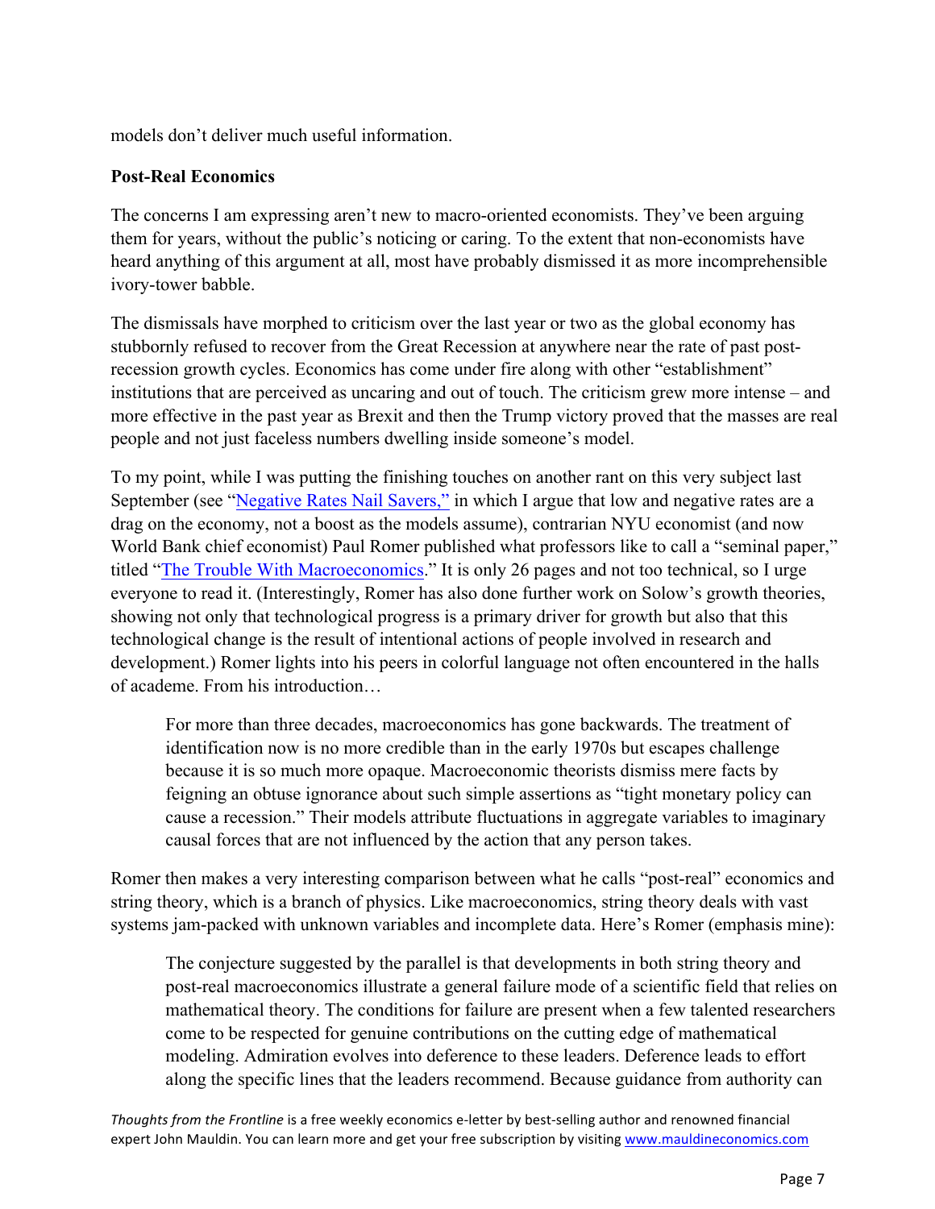models don't deliver much useful information.

**Post-Real Economics**

The concerns I am expressing aren't new to macro-oriented economists. They've been arguing them for years, without the public's noticing or caring. To the extent that non-economists have heard anything of this argument at all, most have probably dismissed it as more incomprehensible ivory-tower babble.

The dismissals have morphed to criticism over the last year or two as the global economy has stubbornly refused to recover from the Great Recession at anywhere near the rate of past post-recession growth cycles. Economics has come under fire along with other "establishment" institutions that are perceived as uncaring and out of touch. The criticism grew more intense – and more effective in the past year as Brexit and then the Trump victory proved that the masses are real people and not just faceless numbers dwelling inside someone's model.

To my point, while I was putting the finishing touches on another rant on this very subject last September (see "Negative Rates Nail Savers," in which I argue that low and negative rates are a drag on the economy, not a boost as the models assume), contrarian NYU economist (and now World Bank chief economist) Paul Romer published what professors like to call a "seminal paper," titled "The Trouble With Macroeconomics." It is only 26 pages and not too technical, so I urge everyone to read it. (Interestingly, Romer has also done further work on Solow's growth theories, showing not only that technological progress is a primary driver for growth but also that this technological change is the result of intentional actions of people involved in research and development.) Romer lights into his peers in colorful language not often encountered in the halls of academe. From his introduction…

> For more than three decades, macroeconomics has gone backwards. The treatment of identification now is no more credible than in the early 1970s but escapes challenge because it is so much more opaque. Macroeconomic theorists dismiss mere facts by feigning an obtuse ignorance about such simple assertions as "tight monetary policy can cause a recession." Their models attribute fluctuations in aggregate variables to imaginary causal forces that are not influenced by the action that any person takes.

Romer then makes a very interesting comparison between what he calls "post-real" economics and string theory, which is a branch of physics. Like macroeconomics, string theory deals with vast systems jam-packed with unknown variables and incomplete data. Here's Romer (emphasis mine):

> The conjecture suggested by the parallel is that developments in both string theory and post-real macroeconomics illustrate a general failure mode of a scientific field that relies on mathematical theory. The conditions for failure are present when a few talented researchers come to be respected for genuine contributions on the cutting edge of mathematical modeling. Admiration evolves into deference to these leaders. Deference leads to effort along the specific lines that the leaders recommend. Because guidance from authority can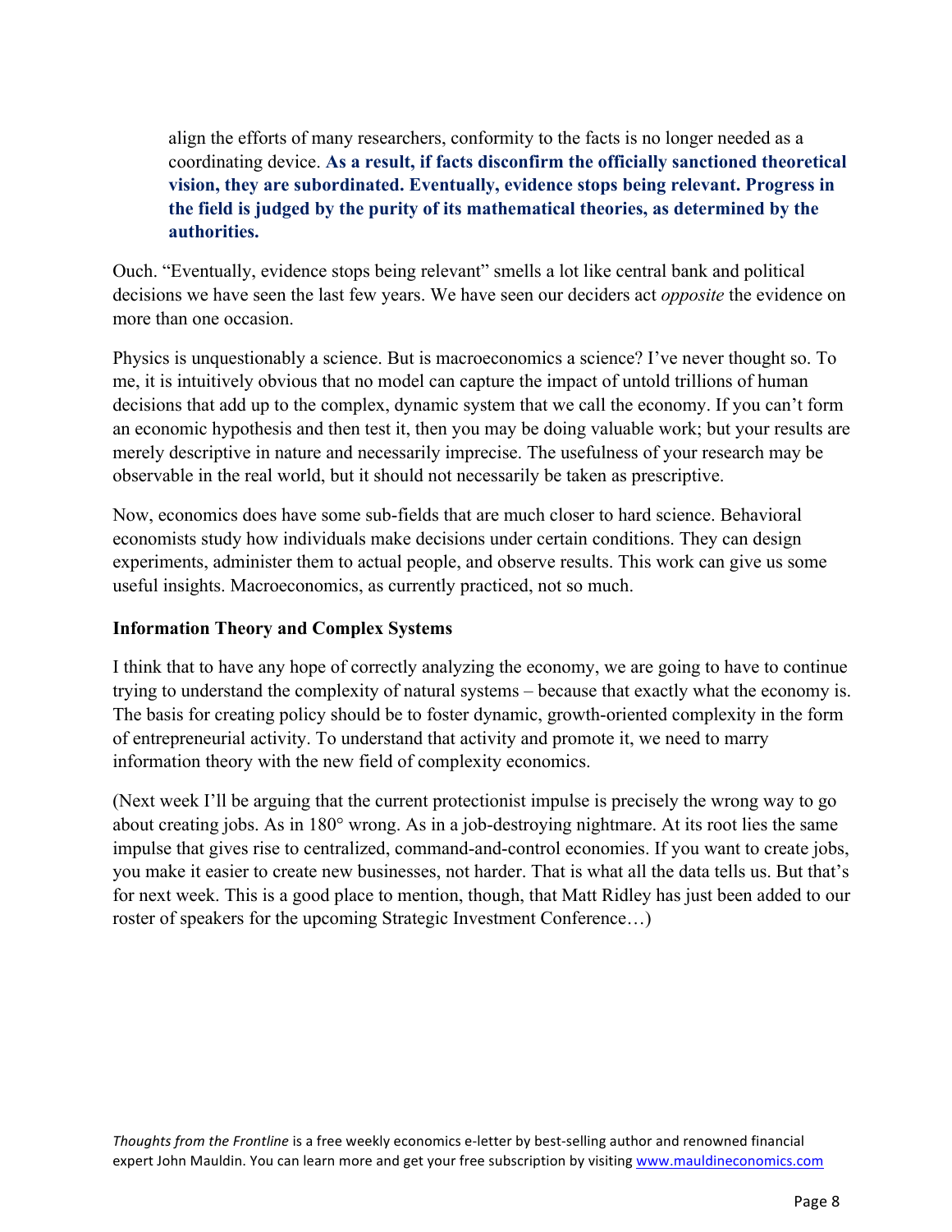> align the efforts of many researchers, conformity to the facts is no longer needed as a coordinating device. **As a result, if facts disconfirm the officially sanctioned theoretical vision, they are subordinated. Eventually, evidence stops being relevant. Progress in the field is judged by the purity of its mathematical theories, as determined by the authorities.**

Ouch. "Eventually, evidence stops being relevant" smells a lot like central bank and political decisions we have seen the last few years. We have seen our deciders act *opposite* the evidence on more than one occasion.

Physics is unquestionably a science. But is macroeconomics a science? I've never thought so. To me, it is intuitively obvious that no model can capture the impact of untold trillions of human decisions that add up to the complex, dynamic system that we call the economy. If you can't form an economic hypothesis and then test it, then you may be doing valuable work; but your results are merely descriptive in nature and necessarily imprecise. The usefulness of your research may be observable in the real world, but it should not necessarily be taken as prescriptive.

Now, economics does have some sub-fields that are much closer to hard science. Behavioral economists study how individuals make decisions under certain conditions. They can design experiments, administer them to actual people, and observe results. This work can give us some useful insights. Macroeconomics, as currently practiced, not so much.

**Information Theory and Complex Systems**

I think that to have any hope of correctly analyzing the economy, we are going to have to continue trying to understand the complexity of natural systems – because that exactly what the economy is. The basis for creating policy should be to foster dynamic, growth-oriented complexity in the form of entrepreneurial activity. To understand that activity and promote it, we need to marry information theory with the new field of complexity economics.

(Next week I'll be arguing that the current protectionist impulse is precisely the wrong way to go about creating jobs. As in 180° wrong. As in a job-destroying nightmare. At its root lies the same impulse that gives rise to centralized, command-and-control economies. If you want to create jobs, you make it easier to create new businesses, not harder. That is what all the data tells us. But that's for next week. This is a good place to mention, though, that Matt Ridley has just been added to our roster of speakers for the upcoming Strategic Investment Conference…)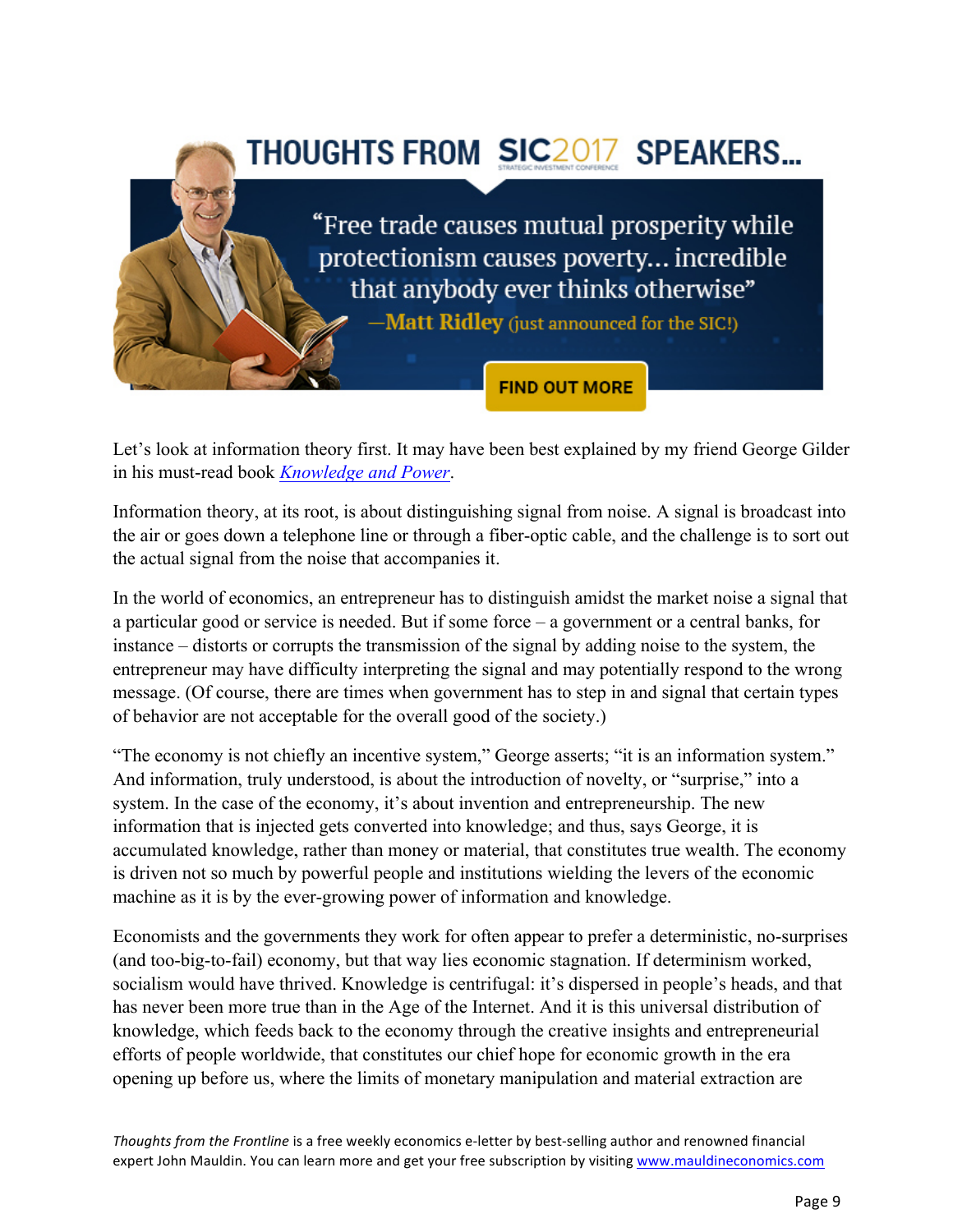THOUGHTS FROM SIC2017 SPEAKERS...

"Free trade causes mutual prosperity while protectionism causes poverty… incredible that anybody ever thinks otherwise"
—Matt Ridley (just announced for the SIC!)

FIND OUT MORE

Let's look at information theory first. It may have been best explained by my friend George Gilder in his must-read book *Knowledge and Power*.

Information theory, at its root, is about distinguishing signal from noise. A signal is broadcast into the air or goes down a telephone line or through a fiber-optic cable, and the challenge is to sort out the actual signal from the noise that accompanies it.

In the world of economics, an entrepreneur has to distinguish amidst the market noise a signal that a particular good or service is needed. But if some force – a government or a central banks, for instance – distorts or corrupts the transmission of the signal by adding noise to the system, the entrepreneur may have difficulty interpreting the signal and may potentially respond to the wrong message. (Of course, there are times when government has to step in and signal that certain types of behavior are not acceptable for the overall good of the society.)

"The economy is not chiefly an incentive system," George asserts; "it is an information system." And information, truly understood, is about the introduction of novelty, or "surprise," into a system. In the case of the economy, it's about invention and entrepreneurship. The new information that is injected gets converted into knowledge; and thus, says George, it is accumulated knowledge, rather than money or material, that constitutes true wealth. The economy is driven not so much by powerful people and institutions wielding the levers of the economic machine as it is by the ever-growing power of information and knowledge.

Economists and the governments they work for often appear to prefer a deterministic, no-surprises (and too-big-to-fail) economy, but that way lies economic stagnation. If determinism worked, socialism would have thrived. Knowledge is centrifugal: it's dispersed in people's heads, and that has never been more true than in the Age of the Internet. And it is this universal distribution of knowledge, which feeds back to the economy through the creative insights and entrepreneurial efforts of people worldwide, that constitutes our chief hope for economic growth in the era opening up before us, where the limits of monetary manipulation and material extraction are

*Thoughts from the Frontline* is a free weekly economics e-letter by best-selling author and renowned financial expert John Mauldin. You can learn more and get your free subscription by visiting www.mauldineconomics.com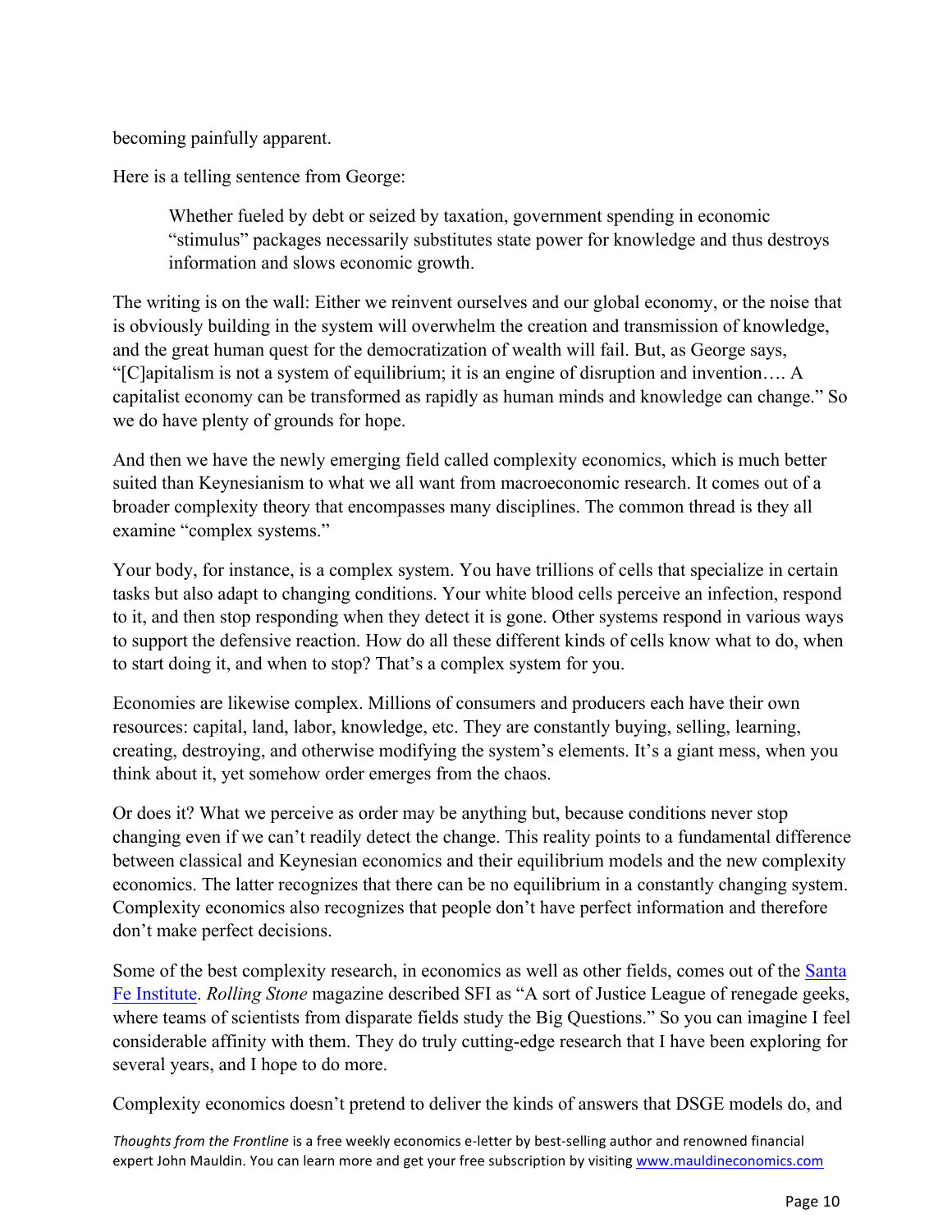becoming painfully apparent.

Here is a telling sentence from George:

> Whether fueled by debt or seized by taxation, government spending in economic "stimulus" packages necessarily substitutes state power for knowledge and thus destroys information and slows economic growth.

The writing is on the wall: Either we reinvent ourselves and our global economy, or the noise that is obviously building in the system will overwhelm the creation and transmission of knowledge, and the great human quest for the democratization of wealth will fail. But, as George says, "[C]apitalism is not a system of equilibrium; it is an engine of disruption and invention…. A capitalist economy can be transformed as rapidly as human minds and knowledge can change." So we do have plenty of grounds for hope.

And then we have the newly emerging field called complexity economics, which is much better suited than Keynesianism to what we all want from macroeconomic research. It comes out of a broader complexity theory that encompasses many disciplines. The common thread is they all examine "complex systems."

Your body, for instance, is a complex system. You have trillions of cells that specialize in certain tasks but also adapt to changing conditions. Your white blood cells perceive an infection, respond to it, and then stop responding when they detect it is gone. Other systems respond in various ways to support the defensive reaction. How do all these different kinds of cells know what to do, when to start doing it, and when to stop? That's a complex system for you.

Economies are likewise complex. Millions of consumers and producers each have their own resources: capital, land, labor, knowledge, etc. They are constantly buying, selling, learning, creating, destroying, and otherwise modifying the system's elements. It's a giant mess, when you think about it, yet somehow order emerges from the chaos.

Or does it? What we perceive as order may be anything but, because conditions never stop changing even if we can't readily detect the change. This reality points to a fundamental difference between classical and Keynesian economics and their equilibrium models and the new complexity economics. The latter recognizes that there can be no equilibrium in a constantly changing system. Complexity economics also recognizes that people don't have perfect information and therefore don't make perfect decisions.

Some of the best complexity research, in economics as well as other fields, comes out of the Santa Fe Institute. *Rolling Stone* magazine described SFI as "A sort of Justice League of renegade geeks, where teams of scientists from disparate fields study the Big Questions." So you can imagine I feel considerable affinity with them. They do truly cutting-edge research that I have been exploring for several years, and I hope to do more.

Complexity economics doesn't pretend to deliver the kinds of answers that DSGE models do, and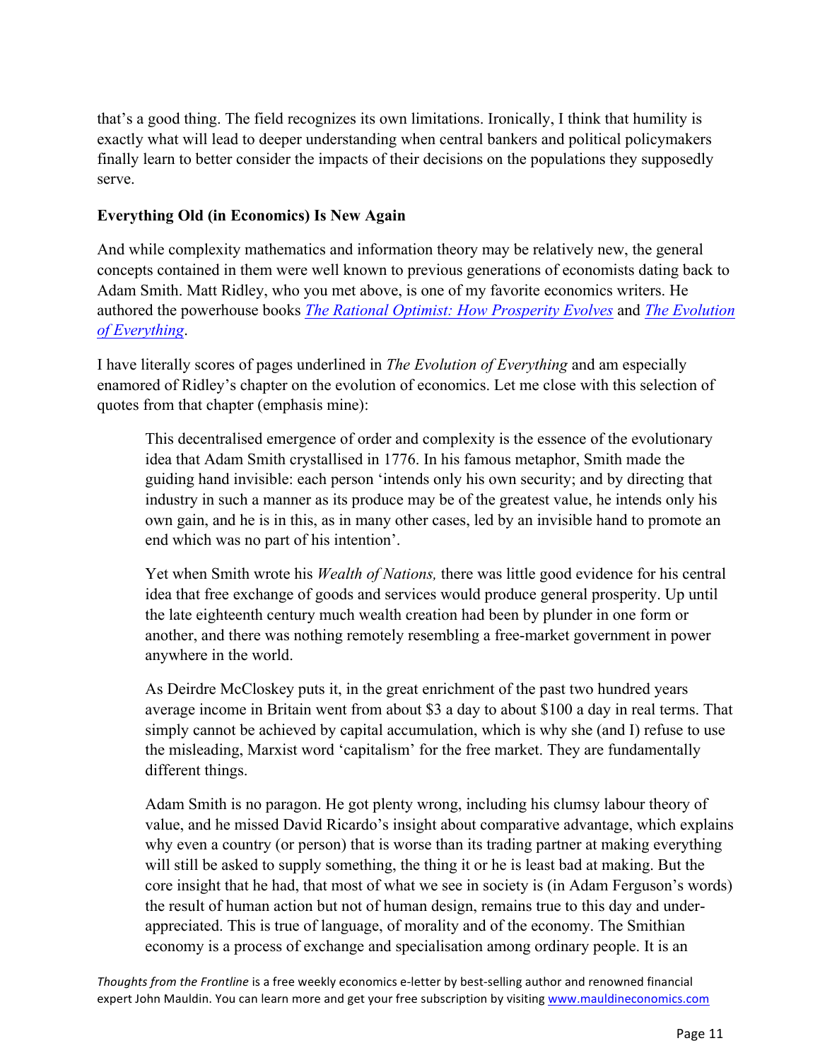that's a good thing. The field recognizes its own limitations. Ironically, I think that humility is exactly what will lead to deeper understanding when central bankers and political policymakers finally learn to better consider the impacts of their decisions on the populations they supposedly serve.

**Everything Old (in Economics) Is New Again**

And while complexity mathematics and information theory may be relatively new, the general concepts contained in them were well known to previous generations of economists dating back to Adam Smith. Matt Ridley, who you met above, is one of my favorite economics writers. He authored the powerhouse books *The Rational Optimist: How Prosperity Evolves* and *The Evolution of Everything*.

I have literally scores of pages underlined in *The Evolution of Everything* and am especially enamored of Ridley's chapter on the evolution of economics. Let me close with this selection of quotes from that chapter (emphasis mine):

> This decentralised emergence of order and complexity is the essence of the evolutionary idea that Adam Smith crystallised in 1776. In his famous metaphor, Smith made the guiding hand invisible: each person 'intends only his own security; and by directing that industry in such a manner as its produce may be of the greatest value, he intends only his own gain, and he is in this, as in many other cases, led by an invisible hand to promote an end which was no part of his intention'.
>
> Yet when Smith wrote his *Wealth of Nations,* there was little good evidence for his central idea that free exchange of goods and services would produce general prosperity. Up until the late eighteenth century much wealth creation had been by plunder in one form or another, and there was nothing remotely resembling a free-market government in power anywhere in the world.
>
> As Deirdre McCloskey puts it, in the great enrichment of the past two hundred years average income in Britain went from about $3 a day to about $100 a day in real terms. That simply cannot be achieved by capital accumulation, which is why she (and I) refuse to use the misleading, Marxist word 'capitalism' for the free market. They are fundamentally different things.
>
> Adam Smith is no paragon. He got plenty wrong, including his clumsy labour theory of value, and he missed David Ricardo's insight about comparative advantage, which explains why even a country (or person) that is worse than its trading partner at making everything will still be asked to supply something, the thing it or he is least bad at making. But the core insight that he had, that most of what we see in society is (in Adam Ferguson's words) the result of human action but not of human design, remains true to this day and under-appreciated. This is true of language, of morality and of the economy. The Smithian economy is a process of exchange and specialisation among ordinary people. It is an

*Thoughts from the Frontline* is a free weekly economics e-letter by best-selling author and renowned financial expert John Mauldin. You can learn more and get your free subscription by visiting www.mauldineconomics.com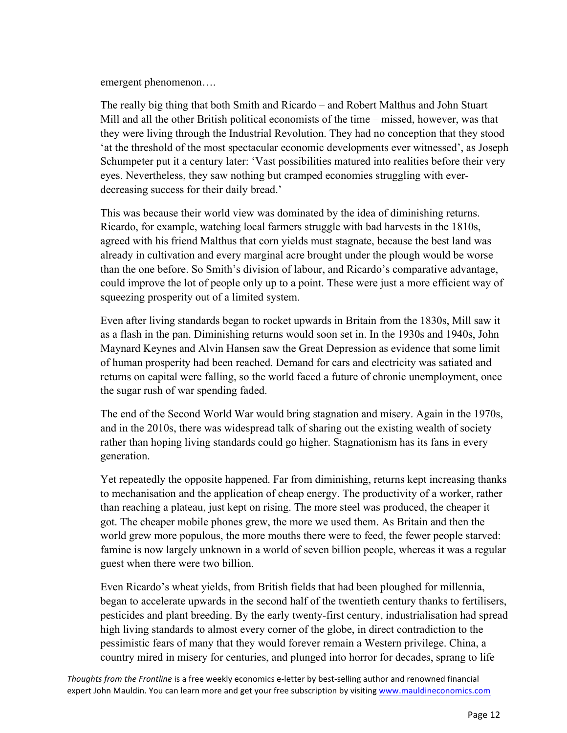emergent phenomenon….

The really big thing that both Smith and Ricardo – and Robert Malthus and John Stuart Mill and all the other British political economists of the time – missed, however, was that they were living through the Industrial Revolution. They had no conception that they stood 'at the threshold of the most spectacular economic developments ever witnessed', as Joseph Schumpeter put it a century later: 'Vast possibilities matured into realities before their very eyes. Nevertheless, they saw nothing but cramped economies struggling with ever-decreasing success for their daily bread.'

This was because their world view was dominated by the idea of diminishing returns. Ricardo, for example, watching local farmers struggle with bad harvests in the 1810s, agreed with his friend Malthus that corn yields must stagnate, because the best land was already in cultivation and every marginal acre brought under the plough would be worse than the one before. So Smith's division of labour, and Ricardo's comparative advantage, could improve the lot of people only up to a point. These were just a more efficient way of squeezing prosperity out of a limited system.

Even after living standards began to rocket upwards in Britain from the 1830s, Mill saw it as a flash in the pan. Diminishing returns would soon set in. In the 1930s and 1940s, John Maynard Keynes and Alvin Hansen saw the Great Depression as evidence that some limit of human prosperity had been reached. Demand for cars and electricity was satiated and returns on capital were falling, so the world faced a future of chronic unemployment, once the sugar rush of war spending faded.

The end of the Second World War would bring stagnation and misery. Again in the 1970s, and in the 2010s, there was widespread talk of sharing out the existing wealth of society rather than hoping living standards could go higher. Stagnationism has its fans in every generation.

Yet repeatedly the opposite happened. Far from diminishing, returns kept increasing thanks to mechanisation and the application of cheap energy. The productivity of a worker, rather than reaching a plateau, just kept on rising. The more steel was produced, the cheaper it got. The cheaper mobile phones grew, the more we used them. As Britain and then the world grew more populous, the more mouths there were to feed, the fewer people starved: famine is now largely unknown in a world of seven billion people, whereas it was a regular guest when there were two billion.

Even Ricardo's wheat yields, from British fields that had been ploughed for millennia, began to accelerate upwards in the second half of the twentieth century thanks to fertilisers, pesticides and plant breeding. By the early twenty-first century, industrialisation had spread high living standards to almost every corner of the globe, in direct contradiction to the pessimistic fears of many that they would forever remain a Western privilege. China, a country mired in misery for centuries, and plunged into horror for decades, sprang to life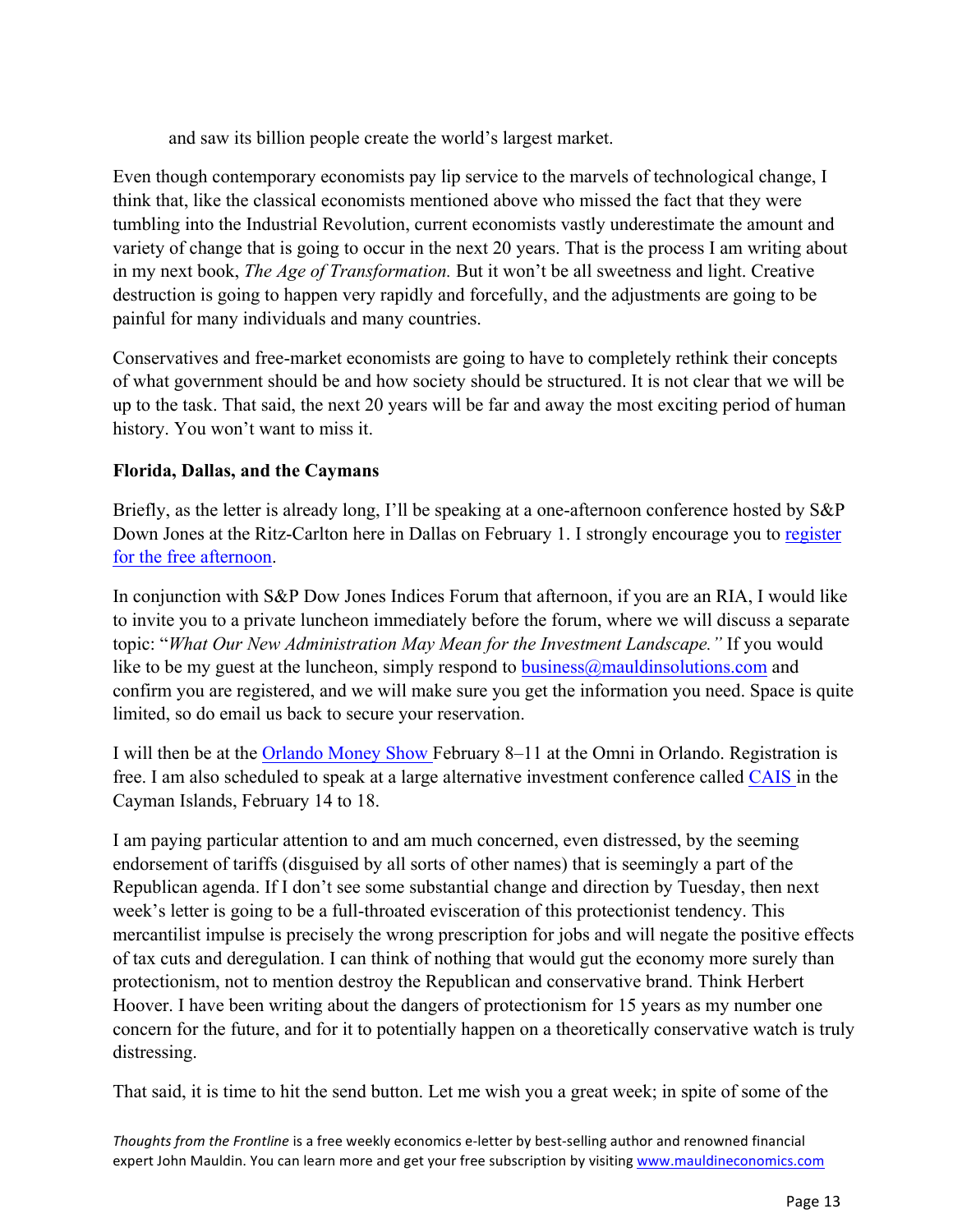and saw its billion people create the world's largest market.

Even though contemporary economists pay lip service to the marvels of technological change, I think that, like the classical economists mentioned above who missed the fact that they were tumbling into the Industrial Revolution, current economists vastly underestimate the amount and variety of change that is going to occur in the next 20 years. That is the process I am writing about in my next book, *The Age of Transformation.* But it won't be all sweetness and light. Creative destruction is going to happen very rapidly and forcefully, and the adjustments are going to be painful for many individuals and many countries.

Conservatives and free-market economists are going to have to completely rethink their concepts of what government should be and how society should be structured. It is not clear that we will be up to the task. That said, the next 20 years will be far and away the most exciting period of human history. You won't want to miss it.

**Florida, Dallas, and the Caymans**

Briefly, as the letter is already long, I'll be speaking at a one-afternoon conference hosted by S&P Down Jones at the Ritz-Carlton here in Dallas on February 1. I strongly encourage you to register for the free afternoon.

In conjunction with S&P Dow Jones Indices Forum that afternoon, if you are an RIA, I would like to invite you to a private luncheon immediately before the forum, where we will discuss a separate topic: "*What Our New Administration May Mean for the Investment Landscape."* If you would like to be my guest at the luncheon, simply respond to business@mauldinsolutions.com and confirm you are registered, and we will make sure you get the information you need. Space is quite limited, so do email us back to secure your reservation.

I will then be at the Orlando Money Show February 8–11 at the Omni in Orlando. Registration is free. I am also scheduled to speak at a large alternative investment conference called CAIS in the Cayman Islands, February 14 to 18.

I am paying particular attention to and am much concerned, even distressed, by the seeming endorsement of tariffs (disguised by all sorts of other names) that is seemingly a part of the Republican agenda. If I don't see some substantial change and direction by Tuesday, then next week's letter is going to be a full-throated evisceration of this protectionist tendency. This mercantilist impulse is precisely the wrong prescription for jobs and will negate the positive effects of tax cuts and deregulation. I can think of nothing that would gut the economy more surely than protectionism, not to mention destroy the Republican and conservative brand. Think Herbert Hoover. I have been writing about the dangers of protectionism for 15 years as my number one concern for the future, and for it to potentially happen on a theoretically conservative watch is truly distressing.

That said, it is time to hit the send button. Let me wish you a great week; in spite of some of the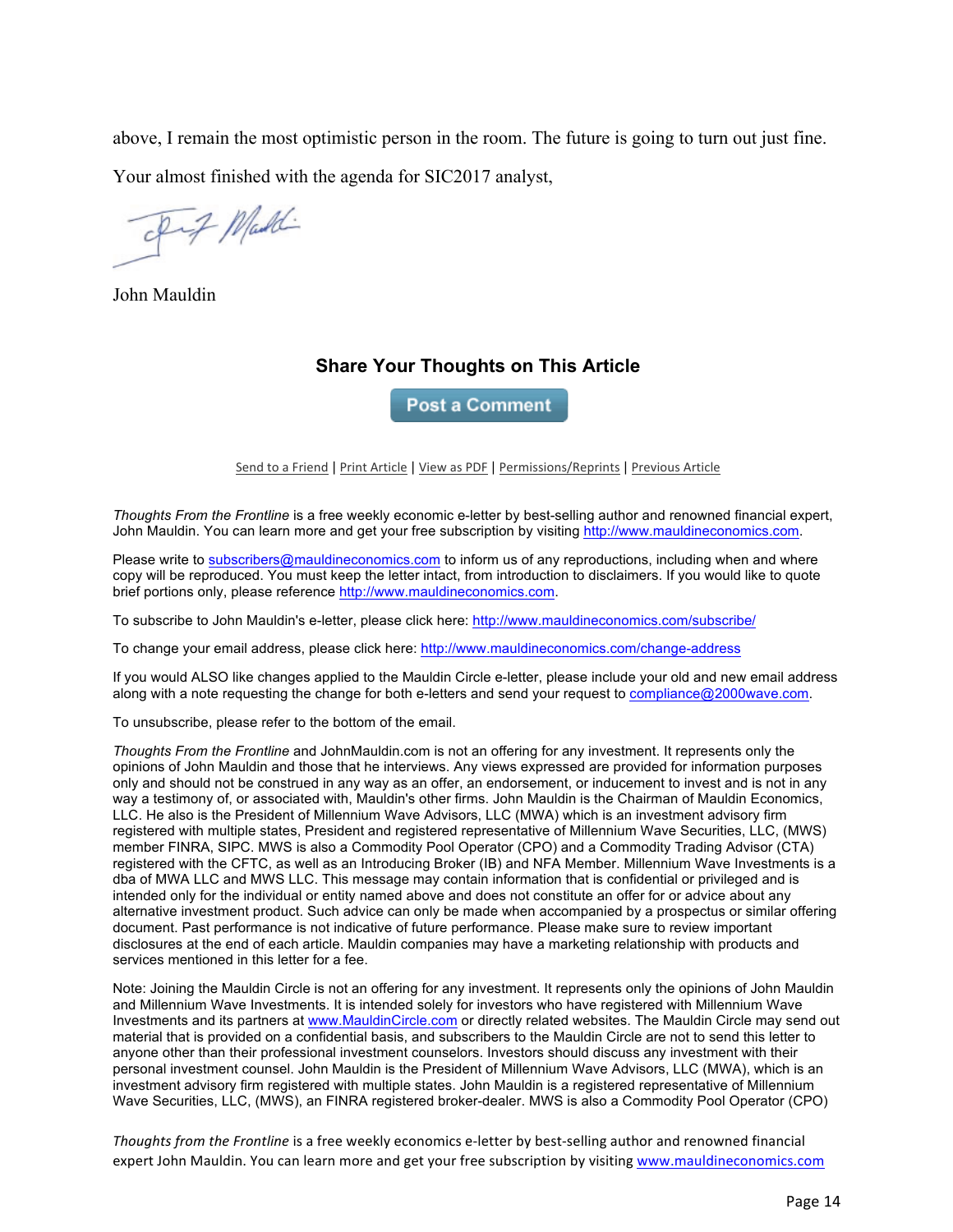above, I remain the most optimistic person in the room. The future is going to turn out just fine.

Your almost finished with the agenda for SIC2017 analyst,

John Mauldin

### Share Your Thoughts on This Article

Post a Comment

Send to a Friend | Print Article | View as PDF | Permissions/Reprints | Previous Article

*Thoughts From the Frontline* is a free weekly economic e-letter by best-selling author and renowned financial expert, John Mauldin. You can learn more and get your free subscription by visiting http://www.mauldineconomics.com.

Please write to subscribers@mauldineconomics.com to inform us of any reproductions, including when and where copy will be reproduced. You must keep the letter intact, from introduction to disclaimers. If you would like to quote brief portions only, please reference http://www.mauldineconomics.com.

To subscribe to John Mauldin's e-letter, please click here: http://www.mauldineconomics.com/subscribe/

To change your email address, please click here: http://www.mauldineconomics.com/change-address

If you would ALSO like changes applied to the Mauldin Circle e-letter, please include your old and new email address along with a note requesting the change for both e-letters and send your request to compliance@2000wave.com.

To unsubscribe, please refer to the bottom of the email.

*Thoughts From the Frontline* and JohnMauldin.com is not an offering for any investment. It represents only the opinions of John Mauldin and those that he interviews. Any views expressed are provided for information purposes only and should not be construed in any way as an offer, an endorsement, or inducement to invest and is not in any way a testimony of, or associated with, Mauldin's other firms. John Mauldin is the Chairman of Mauldin Economics, LLC. He also is the President of Millennium Wave Advisors, LLC (MWA) which is an investment advisory firm registered with multiple states, President and registered representative of Millennium Wave Securities, LLC, (MWS) member FINRA, SIPC. MWS is also a Commodity Pool Operator (CPO) and a Commodity Trading Advisor (CTA) registered with the CFTC, as well as an Introducing Broker (IB) and NFA Member. Millennium Wave Investments is a dba of MWA LLC and MWS LLC. This message may contain information that is confidential or privileged and is intended only for the individual or entity named above and does not constitute an offer for or advice about any alternative investment product. Such advice can only be made when accompanied by a prospectus or similar offering document. Past performance is not indicative of future performance. Please make sure to review important disclosures at the end of each article. Mauldin companies may have a marketing relationship with products and services mentioned in this letter for a fee.

Note: Joining the Mauldin Circle is not an offering for any investment. It represents only the opinions of John Mauldin and Millennium Wave Investments. It is intended solely for investors who have registered with Millennium Wave Investments and its partners at www.MauldinCircle.com or directly related websites. The Mauldin Circle may send out material that is provided on a confidential basis, and subscribers to the Mauldin Circle are not to send this letter to anyone other than their professional investment counselors. Investors should discuss any investment with their personal investment counsel. John Mauldin is the President of Millennium Wave Advisors, LLC (MWA), which is an investment advisory firm registered with multiple states. John Mauldin is a registered representative of Millennium Wave Securities, LLC, (MWS), an FINRA registered broker-dealer. MWS is also a Commodity Pool Operator (CPO)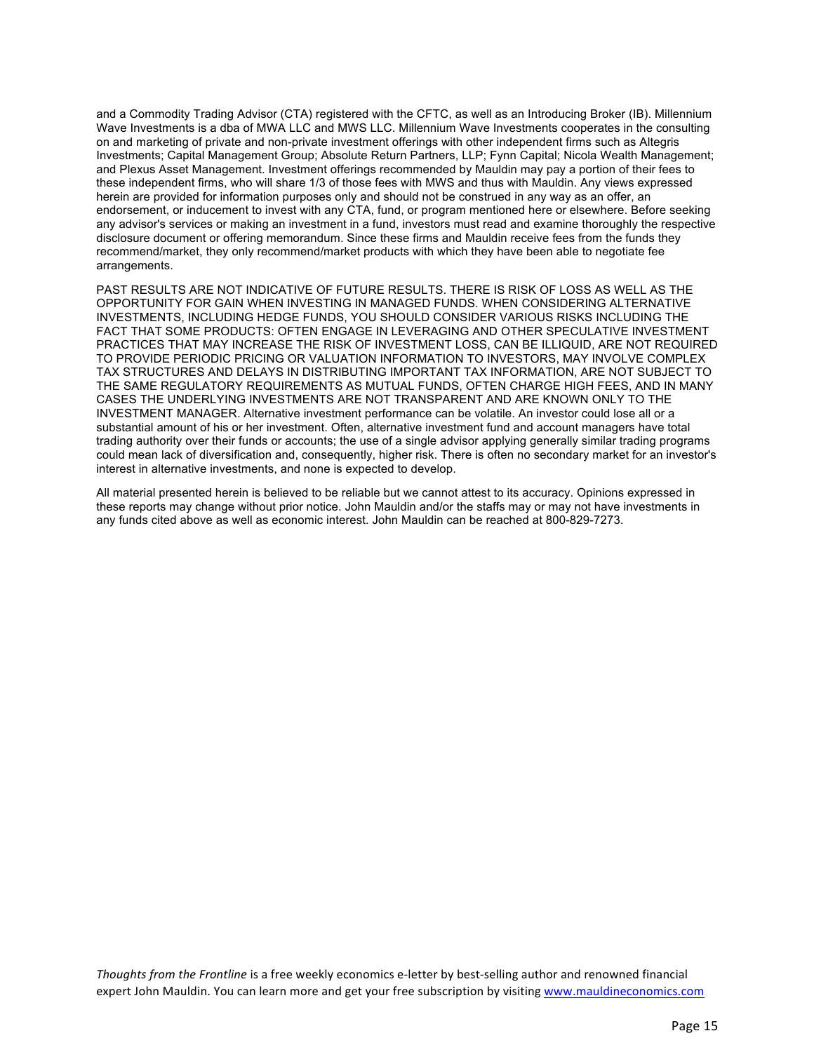and a Commodity Trading Advisor (CTA) registered with the CFTC, as well as an Introducing Broker (IB). Millennium Wave Investments is a dba of MWA LLC and MWS LLC. Millennium Wave Investments cooperates in the consulting on and marketing of private and non-private investment offerings with other independent firms such as Altegris Investments; Capital Management Group; Absolute Return Partners, LLP; Fynn Capital; Nicola Wealth Management; and Plexus Asset Management. Investment offerings recommended by Mauldin may pay a portion of their fees to these independent firms, who will share 1/3 of those fees with MWS and thus with Mauldin. Any views expressed herein are provided for information purposes only and should not be construed in any way as an offer, an endorsement, or inducement to invest with any CTA, fund, or program mentioned here or elsewhere. Before seeking any advisor's services or making an investment in a fund, investors must read and examine thoroughly the respective disclosure document or offering memorandum. Since these firms and Mauldin receive fees from the funds they recommend/market, they only recommend/market products with which they have been able to negotiate fee arrangements.

PAST RESULTS ARE NOT INDICATIVE OF FUTURE RESULTS. THERE IS RISK OF LOSS AS WELL AS THE OPPORTUNITY FOR GAIN WHEN INVESTING IN MANAGED FUNDS. WHEN CONSIDERING ALTERNATIVE INVESTMENTS, INCLUDING HEDGE FUNDS, YOU SHOULD CONSIDER VARIOUS RISKS INCLUDING THE FACT THAT SOME PRODUCTS: OFTEN ENGAGE IN LEVERAGING AND OTHER SPECULATIVE INVESTMENT PRACTICES THAT MAY INCREASE THE RISK OF INVESTMENT LOSS, CAN BE ILLIQUID, ARE NOT REQUIRED TO PROVIDE PERIODIC PRICING OR VALUATION INFORMATION TO INVESTORS, MAY INVOLVE COMPLEX TAX STRUCTURES AND DELAYS IN DISTRIBUTING IMPORTANT TAX INFORMATION, ARE NOT SUBJECT TO THE SAME REGULATORY REQUIREMENTS AS MUTUAL FUNDS, OFTEN CHARGE HIGH FEES, AND IN MANY CASES THE UNDERLYING INVESTMENTS ARE NOT TRANSPARENT AND ARE KNOWN ONLY TO THE INVESTMENT MANAGER. Alternative investment performance can be volatile. An investor could lose all or a substantial amount of his or her investment. Often, alternative investment fund and account managers have total trading authority over their funds or accounts; the use of a single advisor applying generally similar trading programs could mean lack of diversification and, consequently, higher risk. There is often no secondary market for an investor's interest in alternative investments, and none is expected to develop.

All material presented herein is believed to be reliable but we cannot attest to its accuracy. Opinions expressed in these reports may change without prior notice. John Mauldin and/or the staffs may or may not have investments in any funds cited above as well as economic interest. John Mauldin can be reached at 800-829-7273.

*Thoughts from the Frontline* is a free weekly economics e-letter by best-selling author and renowned financial expert John Mauldin. You can learn more and get your free subscription by visiting www.mauldineconomics.com